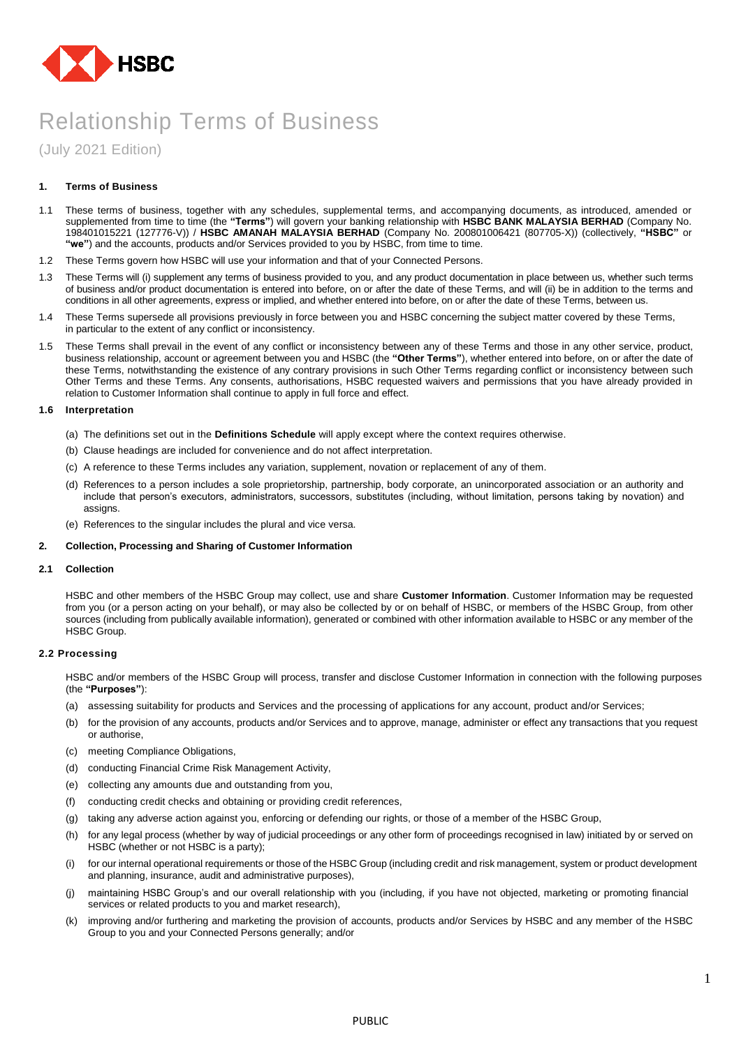# Relationship Terms of Business

(July 2021 Edition)

## 1. Terms of Business

1.1 These terms of business, together with any schedules, supplemental terms, and accompanying documents, as introduced, amended or supplemented from time to time (the **"Terms"**) will govern your banking relationship with **HSBC BANK MALAYSIA BERHAD** (Company No. 198401015221 (127776-V)) / **HSBC AMANAH MALAYSIA BERHAD** (Company No. 200801006421 (807705-X)) (collectively, **"HSBC"** or **"we"**) and the accounts, products and/or Services provided to you by HSBC, from time to time.

1.2 These Terms govern how HSBC will use your information and that of your Connected Persons.

1.3 These Terms will (i) supplement any terms of business provided to you, and any product documentation in place between us, whether such terms of business and/or product documentation is entered into before, on or after the date of these Terms, and will (ii) be in addition to the terms and conditions in all other agreements, express or implied, and whether entered into before, on or after the date of these Terms, between us.

1.4 These Terms supersede all provisions previously in force between you and HSBC concerning the subject matter covered by these Terms, in particular to the extent of any conflict or inconsistency.

1.5 These Terms shall prevail in the event of any conflict or inconsistency between any of these Terms and those in any other service, product, business relationship, account or agreement between you and HSBC (the **"Other Terms"**), whether entered into before, on or after the date of these Terms, notwithstanding the existence of any contrary provisions in such Other Terms regarding conflict or inconsistency between such Other Terms and these Terms. Any consents, authorisations, HSBC requested waivers and permissions that you have already provided in relation to Customer Information shall continue to apply in full force and effect.

### 1.6 Interpretation

(a) The definitions set out in the **Definitions Schedule** will apply except where the context requires otherwise.

(b) Clause headings are included for convenience and do not affect interpretation.

(c) A reference to these Terms includes any variation, supplement, novation or replacement of any of them.

(d) References to a person includes a sole proprietorship, partnership, body corporate, an unincorporated association or an authority and include that person's executors, administrators, successors, substitutes (including, without limitation, persons taking by novation) and assigns.

(e) References to the singular includes the plural and vice versa.

## 2. Collection, Processing and Sharing of Customer Information

### 2.1 Collection

HSBC and other members of the HSBC Group may collect, use and share **Customer Information**. Customer Information may be requested from you (or a person acting on your behalf), or may also be collected by or on behalf of HSBC, or members of the HSBC Group, from other sources (including from publically available information), generated or combined with other information available to HSBC or any member of the HSBC Group.

### 2.2 Processing

HSBC and/or members of the HSBC Group will process, transfer and disclose Customer Information in connection with the following purposes (the **"Purposes"**):

(a) assessing suitability for products and Services and the processing of applications for any account, product and/or Services;

(b) for the provision of any accounts, products and/or Services and to approve, manage, administer or effect any transactions that you request or authorise,

(c) meeting Compliance Obligations,

(d) conducting Financial Crime Risk Management Activity,

(e) collecting any amounts due and outstanding from you,

(f) conducting credit checks and obtaining or providing credit references,

(g) taking any adverse action against you, enforcing or defending our rights, or those of a member of the HSBC Group,

(h) for any legal process (whether by way of judicial proceedings or any other form of proceedings recognised in law) initiated by or served on HSBC (whether or not HSBC is a party);

(i) for our internal operational requirements or those of the HSBC Group (including credit and risk management, system or product development and planning, insurance, audit and administrative purposes),

(j) maintaining HSBC Group's and our overall relationship with you (including, if you have not objected, marketing or promoting financial services or related products to you and market research),

(k) improving and/or furthering and marketing the provision of accounts, products and/or Services by HSBC and any member of the HSBC Group to you and your Connected Persons generally; and/or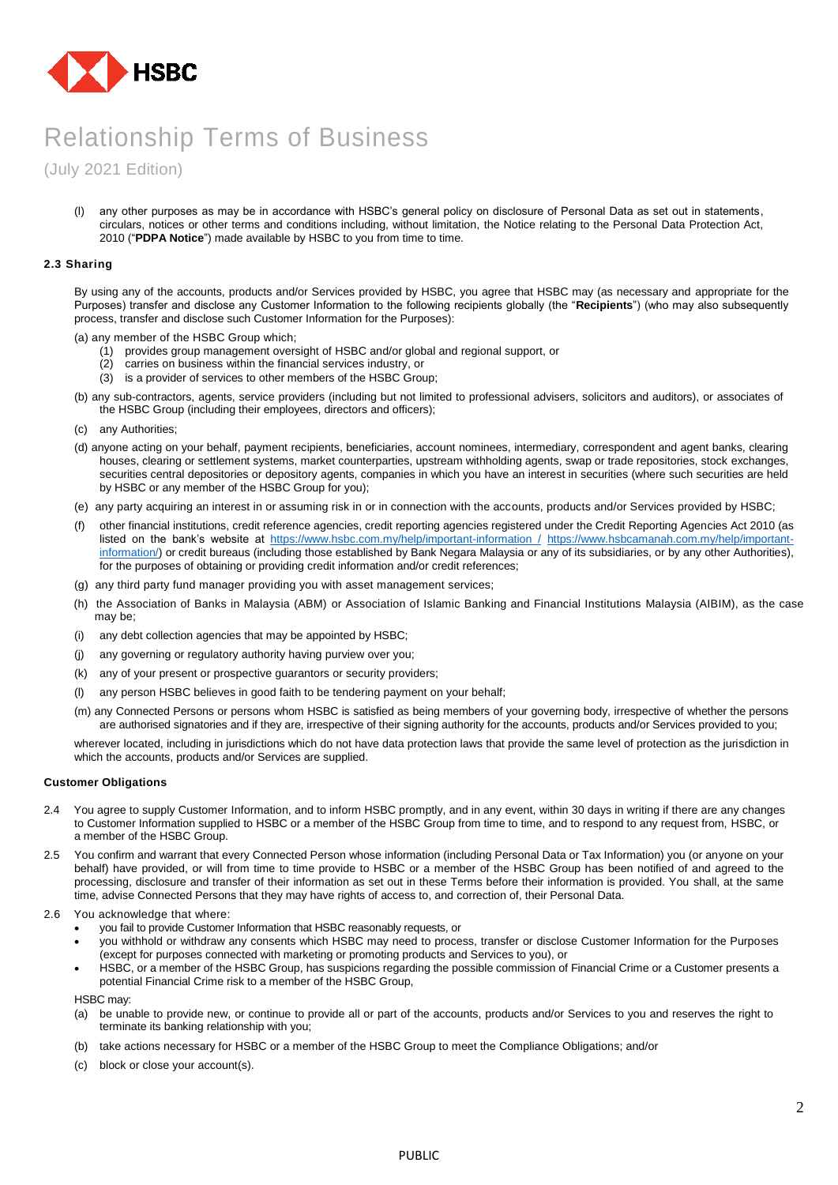(l) any other purposes as may be in accordance with HSBC's general policy on disclosure of Personal Data as set out in statements, circulars, notices or other terms and conditions including, without limitation, the Notice relating to the Personal Data Protection Act, 2010 ("**PDPA Notice**") made available by HSBC to you from time to time.

### 2.3 Sharing

By using any of the accounts, products and/or Services provided by HSBC, you agree that HSBC may (as necessary and appropriate for the Purposes) transfer and disclose any Customer Information to the following recipients globally (the "**Recipients**") (who may also subsequently process, transfer and disclose such Customer Information for the Purposes):

(a) any member of the HSBC Group which;
  (1) provides group management oversight of HSBC and/or global and regional support, or
  (2) carries on business within the financial services industry, or
  (3) is a provider of services to other members of the HSBC Group;

(b) any sub-contractors, agents, service providers (including but not limited to professional advisers, solicitors and auditors), or associates of the HSBC Group (including their employees, directors and officers);

(c) any Authorities;

(d) anyone acting on your behalf, payment recipients, beneficiaries, account nominees, intermediary, correspondent and agent banks, clearing houses, clearing or settlement systems, market counterparties, upstream withholding agents, swap or trade repositories, stock exchanges, securities central depositories or depository agents, companies in which you have an interest in securities (where such securities are held by HSBC or any member of the HSBC Group for you);

(e) any party acquiring an interest in or assuming risk in or in connection with the accounts, products and/or Services provided by HSBC;

(f) other financial institutions, credit reference agencies, credit reporting agencies registered under the Credit Reporting Agencies Act 2010 (as listed on the bank's website at https://www.hsbc.com.my/help/important-information / https://www.hsbcamanah.com.my/help/important-information/) or credit bureaus (including those established by Bank Negara Malaysia or any of its subsidiaries, or by any other Authorities), for the purposes of obtaining or providing credit information and/or credit references;

(g) any third party fund manager providing you with asset management services;

(h) the Association of Banks in Malaysia (ABM) or Association of Islamic Banking and Financial Institutions Malaysia (AIBIM), as the case may be;

(i) any debt collection agencies that may be appointed by HSBC;

(j) any governing or regulatory authority having purview over you;

(k) any of your present or prospective guarantors or security providers;

(l) any person HSBC believes in good faith to be tendering payment on your behalf;

(m) any Connected Persons or persons whom HSBC is satisfied as being members of your governing body, irrespective of whether the persons are authorised signatories and if they are, irrespective of their signing authority for the accounts, products and/or Services provided to you;

wherever located, including in jurisdictions which do not have data protection laws that provide the same level of protection as the jurisdiction in which the accounts, products and/or Services are supplied.

### Customer Obligations

2.4 You agree to supply Customer Information, and to inform HSBC promptly, and in any event, within 30 days in writing if there are any changes to Customer Information supplied to HSBC or a member of the HSBC Group from time to time, and to respond to any request from, HSBC, or a member of the HSBC Group.

2.5 You confirm and warrant that every Connected Person whose information (including Personal Data or Tax Information) you (or anyone on your behalf) have provided, or will from time to time provide to HSBC or a member of the HSBC Group has been notified of and agreed to the processing, disclosure and transfer of their information as set out in these Terms before their information is provided. You shall, at the same time, advise Connected Persons that they may have rights of access to, and correction of, their Personal Data.

2.6 You acknowledge that where:

- you fail to provide Customer Information that HSBC reasonably requests, or
- you withhold or withdraw any consents which HSBC may need to process, transfer or disclose Customer Information for the Purposes (except for purposes connected with marketing or promoting products and Services to you), or
- HSBC, or a member of the HSBC Group, has suspicions regarding the possible commission of Financial Crime or a Customer presents a potential Financial Crime risk to a member of the HSBC Group,

HSBC may:

(a) be unable to provide new, or continue to provide all or part of the accounts, products and/or Services to you and reserves the right to terminate its banking relationship with you;

(b) take actions necessary for HSBC or a member of the HSBC Group to meet the Compliance Obligations; and/or

(c) block or close your account(s).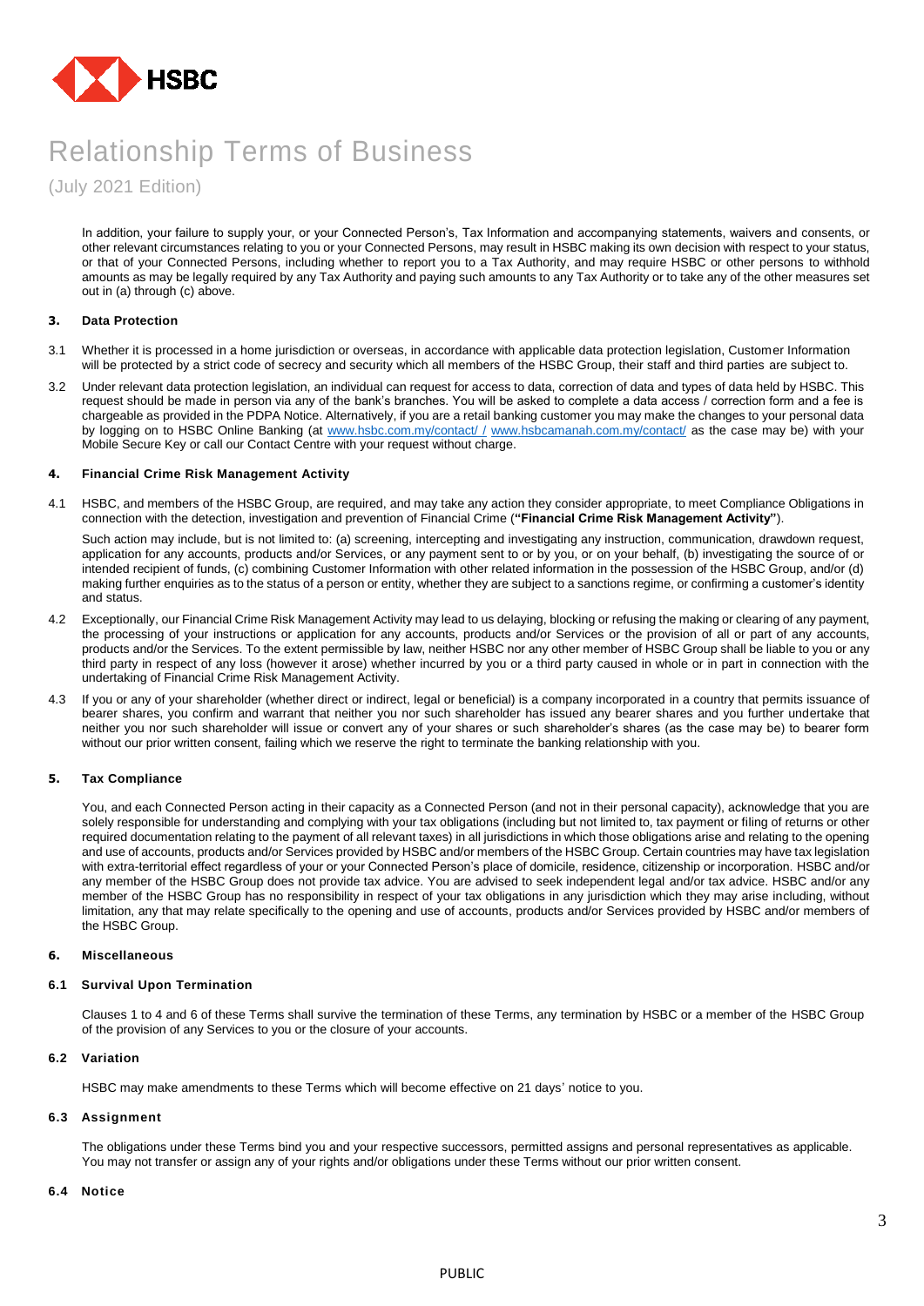In addition, your failure to supply your, or your Connected Person's, Tax Information and accompanying statements, waivers and consents, or other relevant circumstances relating to you or your Connected Persons, may result in HSBC making its own decision with respect to your status, or that of your Connected Persons, including whether to report you to a Tax Authority, and may require HSBC or other persons to withhold amounts as may be legally required by any Tax Authority and paying such amounts to any Tax Authority or to take any of the other measures set out in (a) through (c) above.

## 3. Data Protection

3.1 Whether it is processed in a home jurisdiction or overseas, in accordance with applicable data protection legislation, Customer Information will be protected by a strict code of secrecy and security which all members of the HSBC Group, their staff and third parties are subject to.

3.2 Under relevant data protection legislation, an individual can request for access to data, correction of data and types of data held by HSBC. This request should be made in person via any of the bank's branches. You will be asked to complete a data access / correction form and a fee is chargeable as provided in the PDPA Notice. Alternatively, if you are a retail banking customer you may make the changes to your personal data by logging on to HSBC Online Banking (at www.hsbc.com.my/contact/ / www.hsbcamanah.com.my/contact/ as the case may be) with your Mobile Secure Key or call our Contact Centre with your request without charge.

## 4. Financial Crime Risk Management Activity

4.1 HSBC, and members of the HSBC Group, are required, and may take any action they consider appropriate, to meet Compliance Obligations in connection with the detection, investigation and prevention of Financial Crime (**"Financial Crime Risk Management Activity"**).

Such action may include, but is not limited to: (a) screening, intercepting and investigating any instruction, communication, drawdown request, application for any accounts, products and/or Services, or any payment sent to or by you, or on your behalf, (b) investigating the source of or intended recipient of funds, (c) combining Customer Information with other related information in the possession of the HSBC Group, and/or (d) making further enquiries as to the status of a person or entity, whether they are subject to a sanctions regime, or confirming a customer's identity and status.

4.2 Exceptionally, our Financial Crime Risk Management Activity may lead to us delaying, blocking or refusing the making or clearing of any payment, the processing of your instructions or application for any accounts, products and/or Services or the provision of all or part of any accounts, products and/or the Services. To the extent permissible by law, neither HSBC nor any other member of HSBC Group shall be liable to you or any third party in respect of any loss (however it arose) whether incurred by you or a third party caused in whole or in part in connection with the undertaking of Financial Crime Risk Management Activity.

4.3 If you or any of your shareholder (whether direct or indirect, legal or beneficial) is a company incorporated in a country that permits issuance of bearer shares, you confirm and warrant that neither you nor such shareholder has issued any bearer shares and you further undertake that neither you nor such shareholder will issue or convert any of your shares or such shareholder's shares (as the case may be) to bearer form without our prior written consent, failing which we reserve the right to terminate the banking relationship with you.

## 5. Tax Compliance

You, and each Connected Person acting in their capacity as a Connected Person (and not in their personal capacity), acknowledge that you are solely responsible for understanding and complying with your tax obligations (including but not limited to, tax payment or filing of returns or other required documentation relating to the payment of all relevant taxes) in all jurisdictions in which those obligations arise and relating to the opening and use of accounts, products and/or Services provided by HSBC and/or members of the HSBC Group. Certain countries may have tax legislation with extra-territorial effect regardless of your or your Connected Person's place of domicile, residence, citizenship or incorporation. HSBC and/or any member of the HSBC Group does not provide tax advice. You are advised to seek independent legal and/or tax advice. HSBC and/or any member of the HSBC Group has no responsibility in respect of your tax obligations in any jurisdiction which they may arise including, without limitation, any that may relate specifically to the opening and use of accounts, products and/or Services provided by HSBC and/or members of the HSBC Group.

## 6. Miscellaneous

### 6.1 Survival Upon Termination

Clauses 1 to 4 and 6 of these Terms shall survive the termination of these Terms, any termination by HSBC or a member of the HSBC Group of the provision of any Services to you or the closure of your accounts.

### 6.2 Variation

HSBC may make amendments to these Terms which will become effective on 21 days' notice to you.

### 6.3 Assignment

The obligations under these Terms bind you and your respective successors, permitted assigns and personal representatives as applicable. You may not transfer or assign any of your rights and/or obligations under these Terms without our prior written consent.

### 6.4 Notice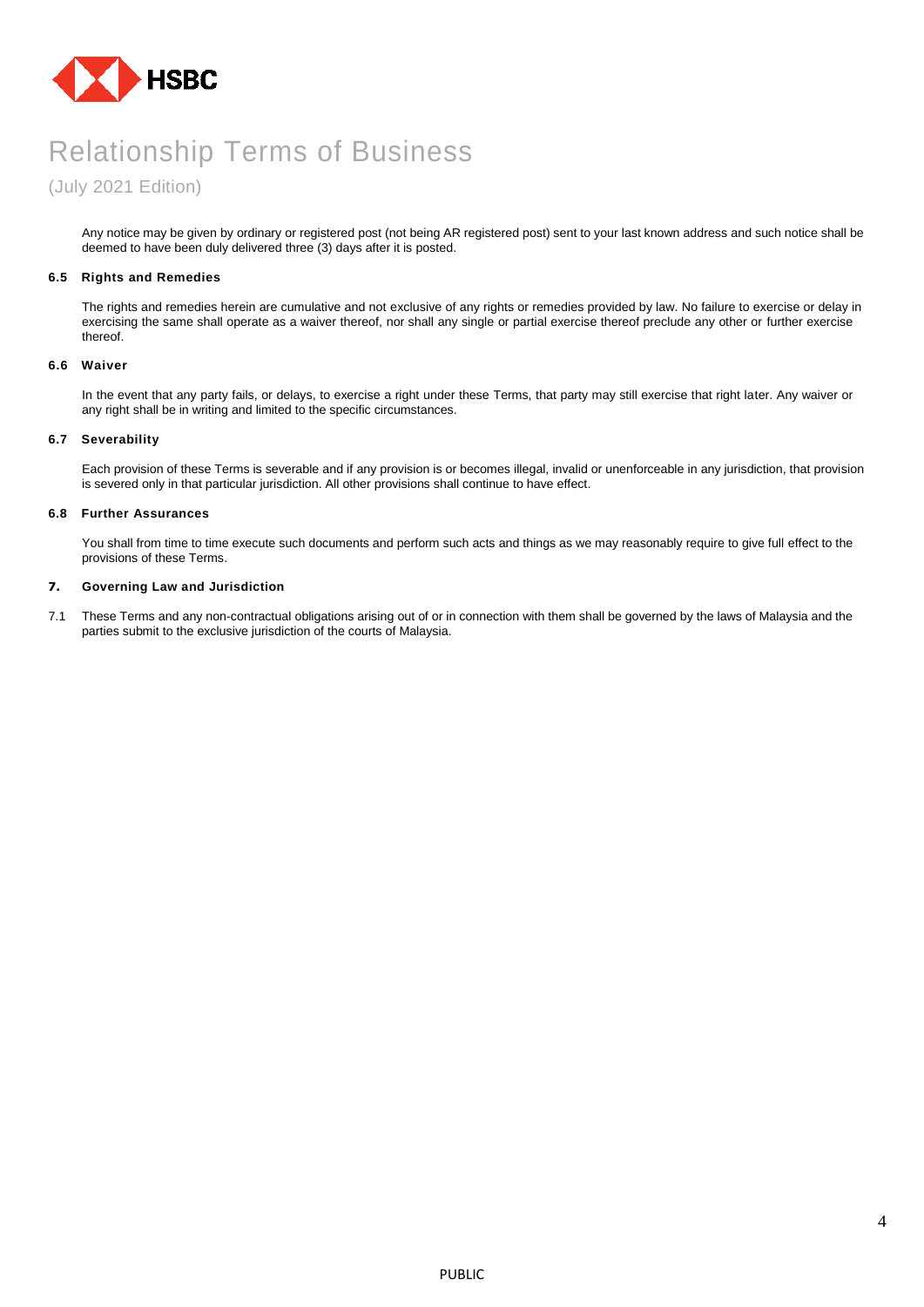Any notice may be given by ordinary or registered post (not being AR registered post) sent to your last known address and such notice shall be deemed to have been duly delivered three (3) days after it is posted.

### 6.5 Rights and Remedies

The rights and remedies herein are cumulative and not exclusive of any rights or remedies provided by law. No failure to exercise or delay in exercising the same shall operate as a waiver thereof, nor shall any single or partial exercise thereof preclude any other or further exercise thereof.

### 6.6 Waiver

In the event that any party fails, or delays, to exercise a right under these Terms, that party may still exercise that right later. Any waiver or any right shall be in writing and limited to the specific circumstances.

### 6.7 Severability

Each provision of these Terms is severable and if any provision is or becomes illegal, invalid or unenforceable in any jurisdiction, that provision is severed only in that particular jurisdiction. All other provisions shall continue to have effect.

### 6.8 Further Assurances

You shall from time to time execute such documents and perform such acts and things as we may reasonably require to give full effect to the provisions of these Terms.

## 7. Governing Law and Jurisdiction

7.1 These Terms and any non-contractual obligations arising out of or in connection with them shall be governed by the laws of Malaysia and the parties submit to the exclusive jurisdiction of the courts of Malaysia.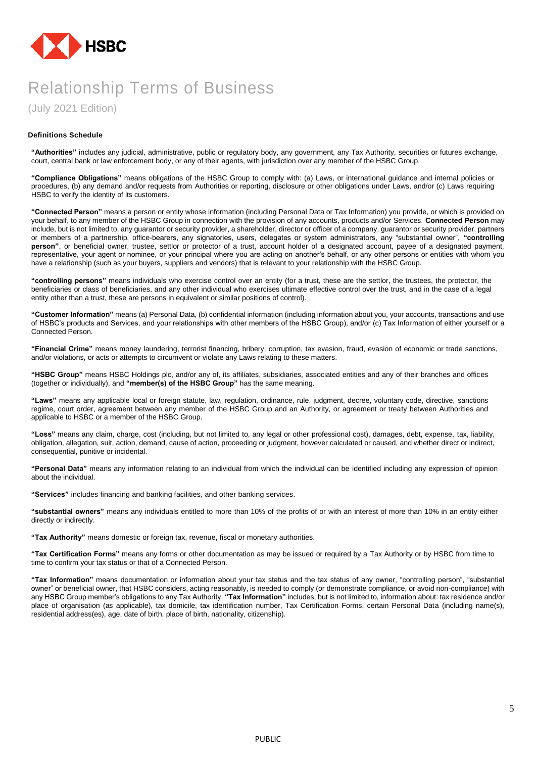# Relationship Terms of Business

(July 2021 Edition)

**Definitions Schedule**

**"Authorities"** includes any judicial, administrative, public or regulatory body, any government, any Tax Authority, securities or futures exchange, court, central bank or law enforcement body, or any of their agents, with jurisdiction over any member of the HSBC Group.

**"Compliance Obligations"** means obligations of the HSBC Group to comply with: (a) Laws, or international guidance and internal policies or procedures, (b) any demand and/or requests from Authorities or reporting, disclosure or other obligations under Laws, and/or (c) Laws requiring HSBC to verify the identity of its customers.

**"Connected Person"** means a person or entity whose information (including Personal Data or Tax Information) you provide, or which is provided on your behalf, to any member of the HSBC Group in connection with the provision of any accounts, products and/or Services. **Connected Person** may include, but is not limited to, any guarantor or security provider, a shareholder, director or officer of a company, guarantor or security provider, partners or members of a partnership, office-bearers, any signatories, users, delegates or system administrators, any "substantial owner", **"controlling person"**, or beneficial owner, trustee, settlor or protector of a trust, account holder of a designated account, payee of a designated payment, representative, your agent or nominee, or your principal where you are acting on another's behalf, or any other persons or entities with whom you have a relationship (such as your buyers, suppliers and vendors) that is relevant to your relationship with the HSBC Group.

**"controlling persons"** means individuals who exercise control over an entity (for a trust, these are the settlor, the trustees, the protector, the beneficiaries or class of beneficiaries, and any other individual who exercises ultimate effective control over the trust, and in the case of a legal entity other than a trust, these are persons in equivalent or similar positions of control).

**"Customer Information"** means (a) Personal Data, (b) confidential information (including information about you, your accounts, transactions and use of HSBC's products and Services, and your relationships with other members of the HSBC Group), and/or (c) Tax Information of either yourself or a Connected Person.

**"Financial Crime"** means money laundering, terrorist financing, bribery, corruption, tax evasion, fraud, evasion of economic or trade sanctions, and/or violations, or acts or attempts to circumvent or violate any Laws relating to these matters.

**"HSBC Group"** means HSBC Holdings plc, and/or any of, its affiliates, subsidiaries, associated entities and any of their branches and offices (together or individually), and **"member(s) of the HSBC Group"** has the same meaning.

**"Laws"** means any applicable local or foreign statute, law, regulation, ordinance, rule, judgment, decree, voluntary code, directive, sanctions regime, court order, agreement between any member of the HSBC Group and an Authority, or agreement or treaty between Authorities and applicable to HSBC or a member of the HSBC Group.

**"Loss"** means any claim, charge, cost (including, but not limited to, any legal or other professional cost), damages, debt, expense, tax, liability, obligation, allegation, suit, action, demand, cause of action, proceeding or judgment, however calculated or caused, and whether direct or indirect, consequential, punitive or incidental.

**"Personal Data"** means any information relating to an individual from which the individual can be identified including any expression of opinion about the individual.

**"Services"** includes financing and banking facilities, and other banking services.

**"substantial owners"** means any individuals entitled to more than 10% of the profits of or with an interest of more than 10% in an entity either directly or indirectly.

**"Tax Authority"** means domestic or foreign tax, revenue, fiscal or monetary authorities.

**"Tax Certification Forms"** means any forms or other documentation as may be issued or required by a Tax Authority or by HSBC from time to time to confirm your tax status or that of a Connected Person.

**"Tax Information"** means documentation or information about your tax status and the tax status of any owner, "controlling person", "substantial owner" or beneficial owner, that HSBC considers, acting reasonably, is needed to comply (or demonstrate compliance, or avoid non-compliance) with any HSBC Group member's obligations to any Tax Authority. **"Tax Information"** includes, but is not limited to, information about: tax residence and/or place of organisation (as applicable), tax domicile, tax identification number, Tax Certification Forms, certain Personal Data (including name(s), residential address(es), age, date of birth, place of birth, nationality, citizenship).

PUBLIC